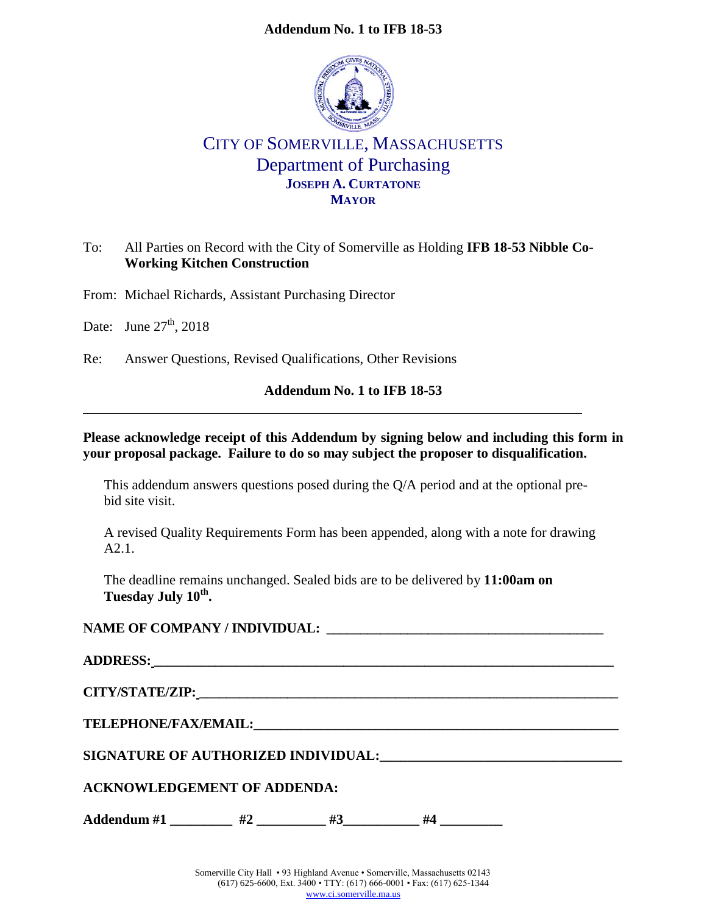# Addendum No. 1 to IFB 18-53

CITY OF SOMERVILLE, MASSACHUSETTS
Department of Purchasing
**JOSEPH A. CURTATONE**
**MAYOR**

To: All Parties on Record with the City of Somerville as Holding **IFB 18-53 Nibble Co-Working Kitchen Construction**

From: Michael Richards, Assistant Purchasing Director

Date: June 27th, 2018

Re: Answer Questions, Revised Qualifications, Other Revisions

**Addendum No. 1 to IFB 18-53**

---

**Please acknowledge receipt of this Addendum by signing below and including this form in your proposal package. Failure to do so may subject the proposer to disqualification.**

This addendum answers questions posed during the Q/A period and at the optional pre-bid site visit.

A revised Quality Requirements Form has been appended, along with a note for drawing A2.1.

The deadline remains unchanged. Sealed bids are to be delivered by **11:00am on Tuesday July 10th.**

**NAME OF COMPANY / INDIVIDUAL:** ________________________________________

**ADDRESS:** ________________________________________

**CITY/STATE/ZIP:** ________________________________________

**TELEPHONE/FAX/EMAIL:** ________________________________________

**SIGNATURE OF AUTHORIZED INDIVIDUAL:** ________________________________________

**ACKNOWLEDGEMENT OF ADDENDA:**

**Addendum #1** _________ **#2** _________ **#3** _________ **#4** _________

Somerville City Hall • 93 Highland Avenue • Somerville, Massachusetts 02143
(617) 625-6600, Ext. 3400 • TTY: (617) 666-0001 • Fax: (617) 625-1344
www.ci.somerville.ma.us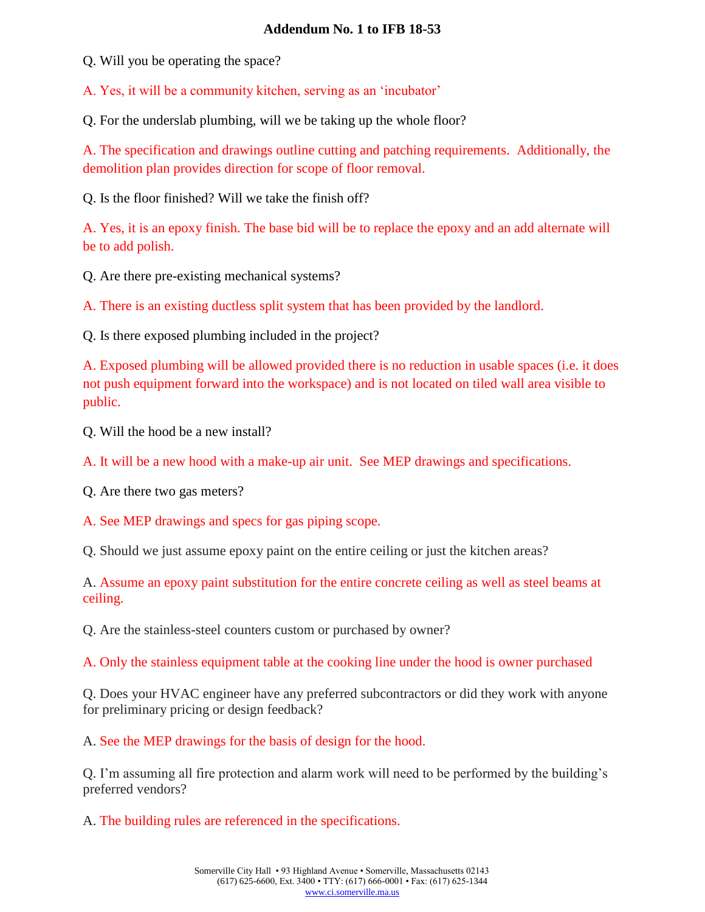## Addendum No. 1 to IFB 18-53

Q. Will you be operating the space?

A. Yes, it will be a community kitchen, serving as an 'incubator'

Q. For the underslab plumbing, will we be taking up the whole floor?

A. The specification and drawings outline cutting and patching requirements. Additionally, the demolition plan provides direction for scope of floor removal.

Q. Is the floor finished? Will we take the finish off?

A. Yes, it is an epoxy finish. The base bid will be to replace the epoxy and an add alternate will be to add polish.

Q. Are there pre-existing mechanical systems?

A. There is an existing ductless split system that has been provided by the landlord.

Q. Is there exposed plumbing included in the project?

A. Exposed plumbing will be allowed provided there is no reduction in usable spaces (i.e. it does not push equipment forward into the workspace) and is not located on tiled wall area visible to public.

Q. Will the hood be a new install?

A. It will be a new hood with a make-up air unit. See MEP drawings and specifications.

Q. Are there two gas meters?

A. See MEP drawings and specs for gas piping scope.

Q. Should we just assume epoxy paint on the entire ceiling or just the kitchen areas?

A. Assume an epoxy paint substitution for the entire concrete ceiling as well as steel beams at ceiling.

Q. Are the stainless-steel counters custom or purchased by owner?

A. Only the stainless equipment table at the cooking line under the hood is owner purchased

Q. Does your HVAC engineer have any preferred subcontractors or did they work with anyone for preliminary pricing or design feedback?

A. See the MEP drawings for the basis of design for the hood.

Q. I'm assuming all fire protection and alarm work will need to be performed by the building's preferred vendors?

A. The building rules are referenced in the specifications.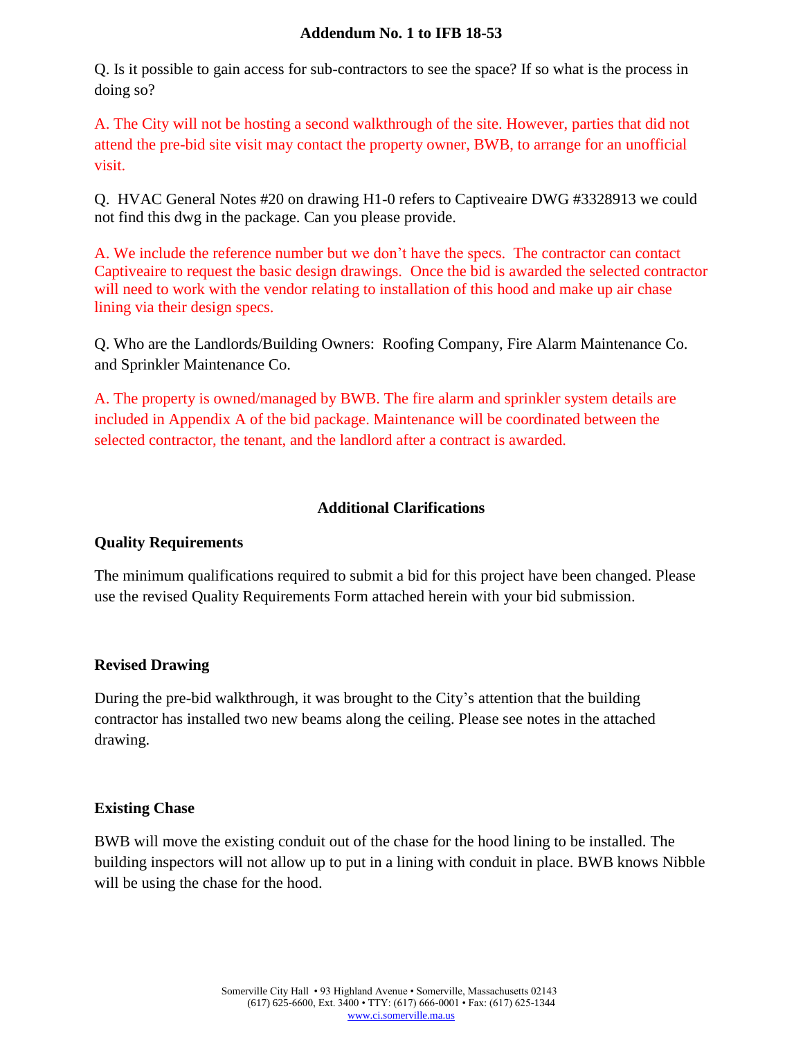**Addendum No. 1 to IFB 18-53**

Q. Is it possible to gain access for sub-contractors to see the space? If so what is the process in doing so?

A. The City will not be hosting a second walkthrough of the site. However, parties that did not attend the pre-bid site visit may contact the property owner, BWB, to arrange for an unofficial visit.

Q. HVAC General Notes #20 on drawing H1-0 refers to Captiveaire DWG #3328913 we could not find this dwg in the package. Can you please provide.

A. We include the reference number but we don't have the specs. The contractor can contact Captiveaire to request the basic design drawings. Once the bid is awarded the selected contractor will need to work with the vendor relating to installation of this hood and make up air chase lining via their design specs.

Q. Who are the Landlords/Building Owners: Roofing Company, Fire Alarm Maintenance Co. and Sprinkler Maintenance Co.

A. The property is owned/managed by BWB. The fire alarm and sprinkler system details are included in Appendix A of the bid package. Maintenance will be coordinated between the selected contractor, the tenant, and the landlord after a contract is awarded.

## Additional Clarifications

### Quality Requirements

The minimum qualifications required to submit a bid for this project have been changed. Please use the revised Quality Requirements Form attached herein with your bid submission.

### Revised Drawing

During the pre-bid walkthrough, it was brought to the City's attention that the building contractor has installed two new beams along the ceiling. Please see notes in the attached drawing.

### Existing Chase

BWB will move the existing conduit out of the chase for the hood lining to be installed. The building inspectors will not allow up to put in a lining with conduit in place. BWB knows Nibble will be using the chase for the hood.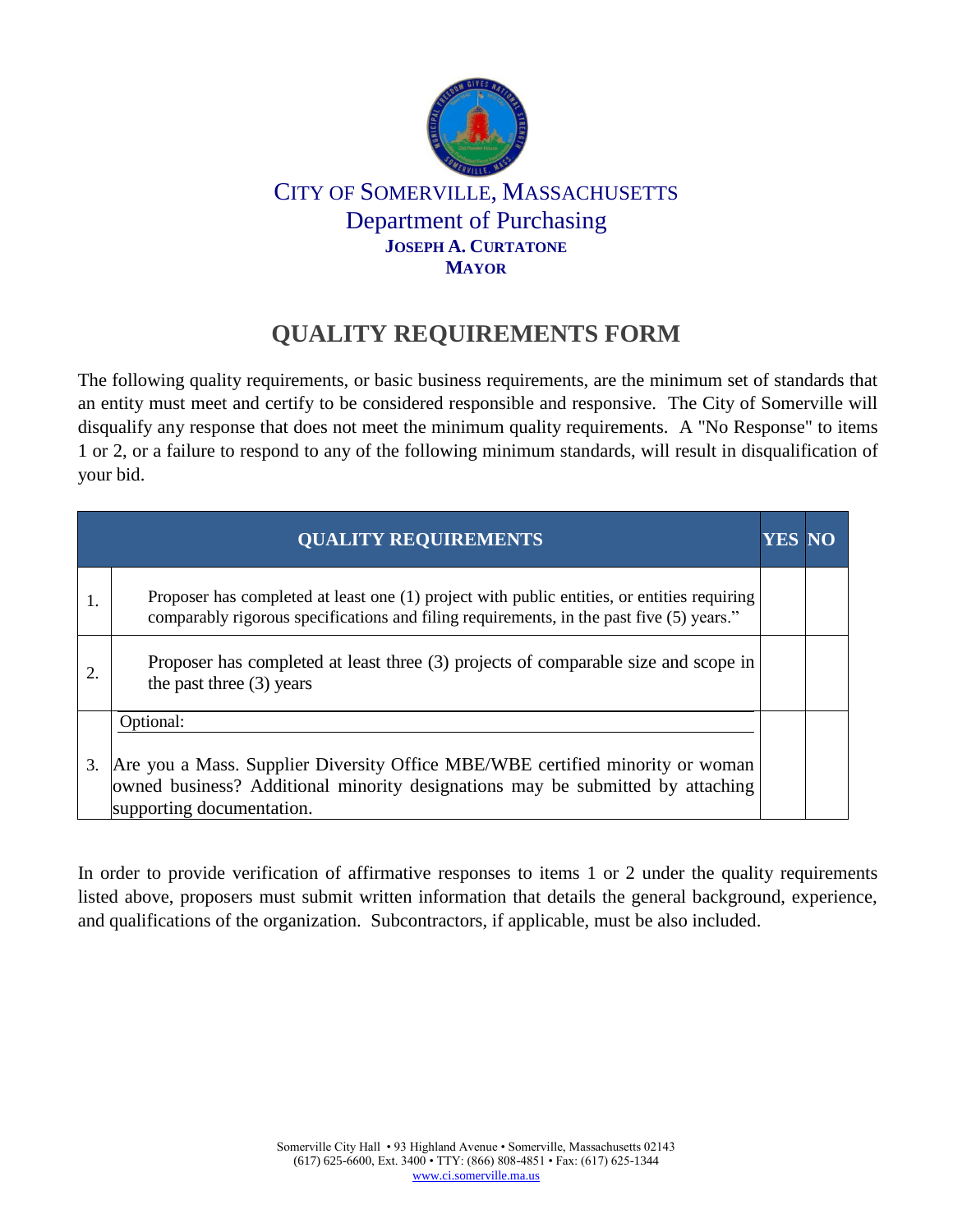CITY OF SOMERVILLE, MASSACHUSETTS
Department of Purchasing
**JOSEPH A. CURTATONE**
**MAYOR**

# QUALITY REQUIREMENTS FORM

The following quality requirements, or basic business requirements, are the minimum set of standards that an entity must meet and certify to be considered responsible and responsive. The City of Somerville will disqualify any response that does not meet the minimum quality requirements. A "No Response" to items 1 or 2, or a failure to respond to any of the following minimum standards, will result in disqualification of your bid.

| | QUALITY REQUIREMENTS | YES | NO |
|---|---|---|---|
| 1. | Proposer has completed at least one (1) project with public entities, or entities requiring comparably rigorous specifications and filing requirements, in the past five (5) years." | | |
| 2. | Proposer has completed at least three (3) projects of comparable size and scope in the past three (3) years | | |
| 3. | Optional:<br><br>Are you a Mass. Supplier Diversity Office MBE/WBE certified minority or woman owned business? Additional minority designations may be submitted by attaching supporting documentation. | | |

In order to provide verification of affirmative responses to items 1 or 2 under the quality requirements listed above, proposers must submit written information that details the general background, experience, and qualifications of the organization. Subcontractors, if applicable, must be also included.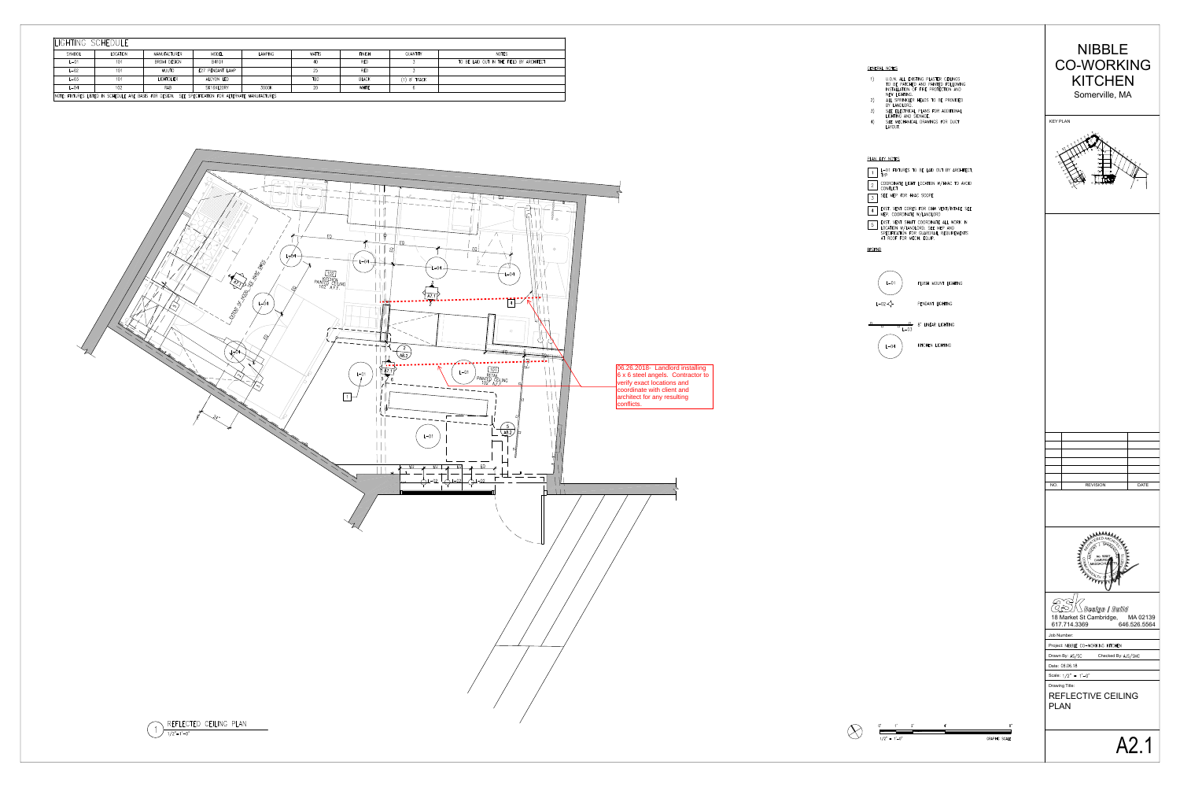# LIGHTING SCHEDULE

| SYMBOL | LOCATION | MANUFACTURER | MODEL | LAMPING | WATTS | FINISH | QUANTITY | NOTES |
|---|---|---|---|---|---|---|---|---|
| L-01 | 101 | BROM DESIGN | SH101 | | 40 | RED | 3 | TO BE LAID OUT IN THE FIELD BY ARCHITECT |
| L-02 | 101 | MUUTO | E27 PENDANT LAMP | | 25 | RED | 3 | |
| L-03 | 101 | LIGHTOLIER | ALCYON LED | | TBD | BLACK | (1) 8' TRACK | |
| L-04 | 102 | RAB | SKYSKLEDRY | 3000K | 28 | WHITE | 6 | |

NOTE: FIXTURES LISTED IN SCHEDULE ARE BASIS FOR DESIGN. SEE SPECIFICATION FOR ALTERNATE MANUFACTURES

## GENERAL NOTES

1) U.O.N. ALL EXISTING PLASTER CEILINGS TO BE PATCHED AND PAINTED FOLLOWING INSTALLATION OF FIRE PROTECTION AND NEW LIGHTING.
2) ALL SPRINKLER HEADS TO BE PROVIDED BY LANDLORD.
3) SEE ELECTRICAL PLANS FOR ADDITIONAL LIGHTING AND SIGNAGE.
4) SEE MECHANICAL DRAWINGS FOR DUCT LAYOUT.

## PLAN KEY NOTES

1. L-01 FIXTURES TO BE LAID OUT BY ARCHITECT, TYP.
2. COORDINATE LIGHT LOCATION W/HVAC TO AVOID CONFLICT
3. SEE MEP FOR HVAC SCOPE
4. EXIST. VENT CORES FOR OAH VENT/INTAKE SEE MEP. COORDINATE W/LANDLORD
5. EXIST. VENT SHAFT COORDINATE ALL WORK IN LOCATION W/LANDLORD. SEE MEP AND SPECIFICATION FOR GUARDRAIL REQUIREMENTS AT ROOF FOR MECH. EQUIP.

## LEGEND

L-01 FLUSH MOUNT LIGHTING

L-02 PENDANT LIGHTING

L-03 8' LINEAR LIGHTING

L-04 KITCHEN LIGHTING

---

EQ EQ EQ EQ EQ EQ

L-04 L-04 L-04 L-04 L-04 L-04

102 KITCHEN PAINTED CEILING 10'2" A.F.F.

101 RETAIL PAINTED CEILING 10'2" A.F.F.

EXTENT OF HOOD - SEE MECH. DWGS.

L-01 L-01 L-01

L-02 L-02 L-02

24"

A7.1 A8.2

06.26.2018- Landlord installing 6 x 6 steel angels. Contractor to verify exact locations and coordinate with client and architect for any resulting conflicts.

1 REFLECTED CEILING PLAN
1/2"=1'-0"

0' 1' 2' 4' 8'
1/2" = 1'-0" GRAPHIC SCALE

---

# NIBBLE CO-WORKING KITCHEN
Somerville, MA

KEY PLAN

| NO. | REVISION | DATE |
|---|---|---|
| | | |

ask Design / Build
18 Market St Cambridge, MA 02139
617.714.3369 646.526.5564

Job Number:

Project: NIBBLE CO-WORKING KITCHEN

Drawn By: AS/SC Checked By: A.S/SMC

Date: 06.06.18

Scale: 1/2" = 1'-0"

Drawing Title:
REFLECTIVE CEILING PLAN

A2.1